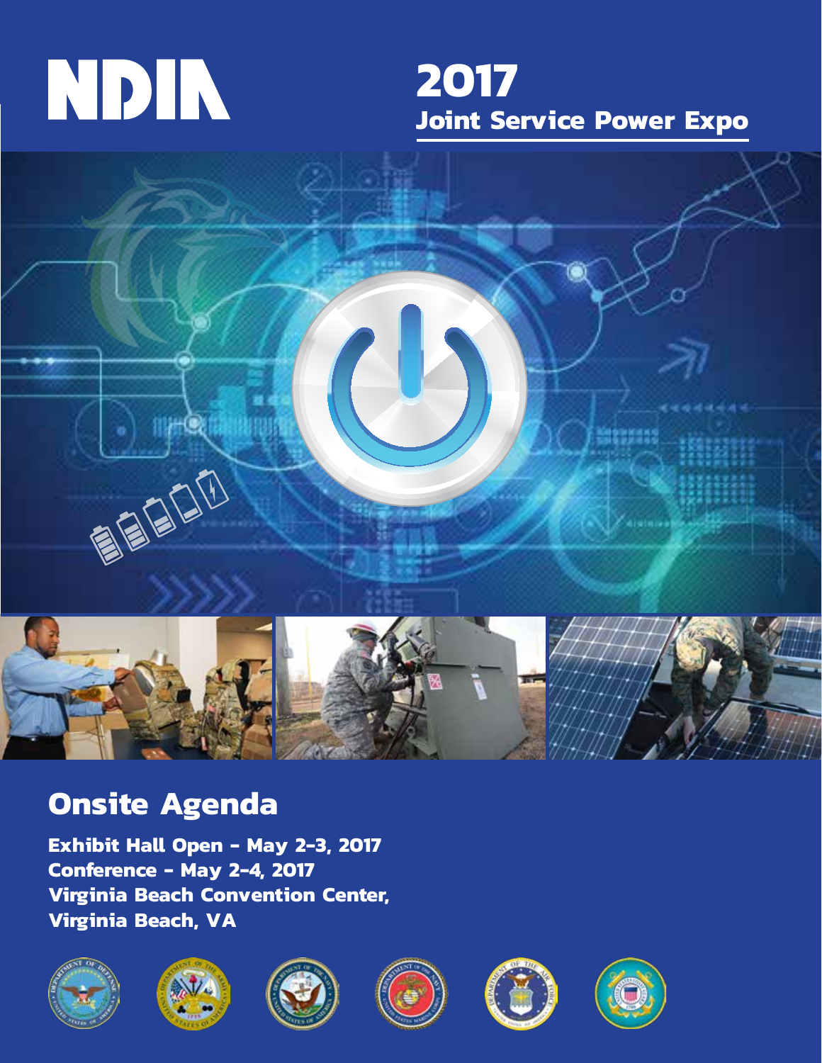NDIA

# 2017 Joint Service Power Expo

## Onsite Agenda

**Exhibit Hall Open - May 2-3, 2017**
**Conference - May 2-4, 2017**
**Virginia Beach Convention Center,**
**Virginia Beach, VA**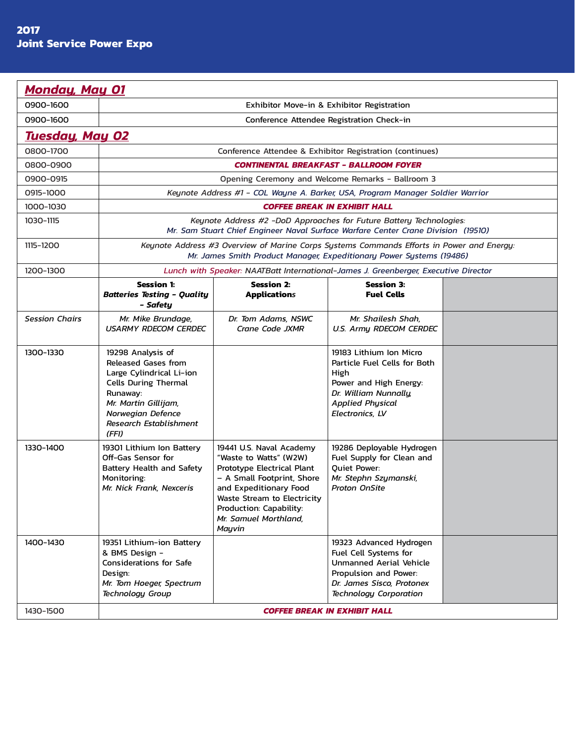**2017**
**Joint Service Power Expo**

| ***Monday, May 01*** | | | | |
|---|---|---|---|---|
| 0900-1600 | Exhibitor Move-in & Exhibitor Registration | | | |
| 0900-1600 | Conference Attendee Registration Check-in | | | |
| ***Tuesday, May 02*** | | | | |
| 0800-1700 | Conference Attendee & Exhibitor Registration (continues) | | | |
| 0800-0900 | ***CONTINENTAL BREAKFAST – BALLROOM FOYER*** | | | |
| 0900-0915 | Opening Ceremony and Welcome Remarks - Ballroom 3 | | | |
| 0915-1000 | *Keynote Address #1 - COL Wayne A. Barker, USA, Program Manager Soldier Warrior* | | | |
| 1000-1030 | ***COFFEE BREAK IN EXHIBIT HALL*** | | | |
| 1030-1115 | *Keynote Address #2 -DoD Approaches for Future Battery Technologies: Mr. Sam Stuart Chief Engineer Naval Surface Warfare Center Crane Division (19510)* | | | |
| 1115-1200 | *Keynote Address #3 Overview of Marine Corps Systems Commands Efforts in Power and Energy: Mr. James Smith Product Manager, Expeditionary Power Systems (19486)* | | | |
| 1200-1300 | *Lunch with Speaker:* NAATBatt International-James J. Greenberger, Executive Director | | | |
| | **Session 1: *Batteries Testing - Quality - Safety*** | **Session 2: Applications** | **Session 3: Fuel Cells** | |
| *Session Chairs* | *Mr. Mike Brundage, USARMY RDECOM CERDEC* | *Dr. Tom Adams, NSWC Crane Code JXMR* | *Mr. Shailesh Shah, U.S. Army RDECOM CERDEC* | |
| 1300-1330 | 19298 Analysis of Released Gases from Large Cylindrical Li-ion Cells During Thermal Runaway: *Mr. Martin Gillijam, Norwegian Defence Research Establishment (FFI)* | | 19183 Lithium Ion Micro Particle Fuel Cells for Both High Power and High Energy: *Dr. William Nunnally, Applied Physical Electronics, LV* | |
| 1330-1400 | 19301 Lithium Ion Battery Off-Gas Sensor for Battery Health and Safety Monitoring: *Mr. Nick Frank, Nexceris* | 19441 U.S. Naval Academy "Waste to Watts" (W2W) Prototype Electrical Plant – A Small Footprint, Shore and Expeditionary Food Waste Stream to Electricity Production: Capability: *Mr. Samuel Morthland, Mayvin* | 19286 Deployable Hydrogen Fuel Supply for Clean and Quiet Power: *Mr. Stephn Szymanski, Proton OnSite* | |
| 1400-1430 | 19351 Lithium-ion Battery & BMS Design – Considerations for Safe Design: *Mr. Tom Hoeger, Spectrum Technology Group* | | 19323 Advanced Hydrogen Fuel Cell Systems for Unmanned Aerial Vehicle Propulsion and Power: *Dr. James Sisco, Protonex Technology Corporation* | |
| 1430-1500 | ***COFFEE BREAK IN EXHIBIT HALL*** | | | |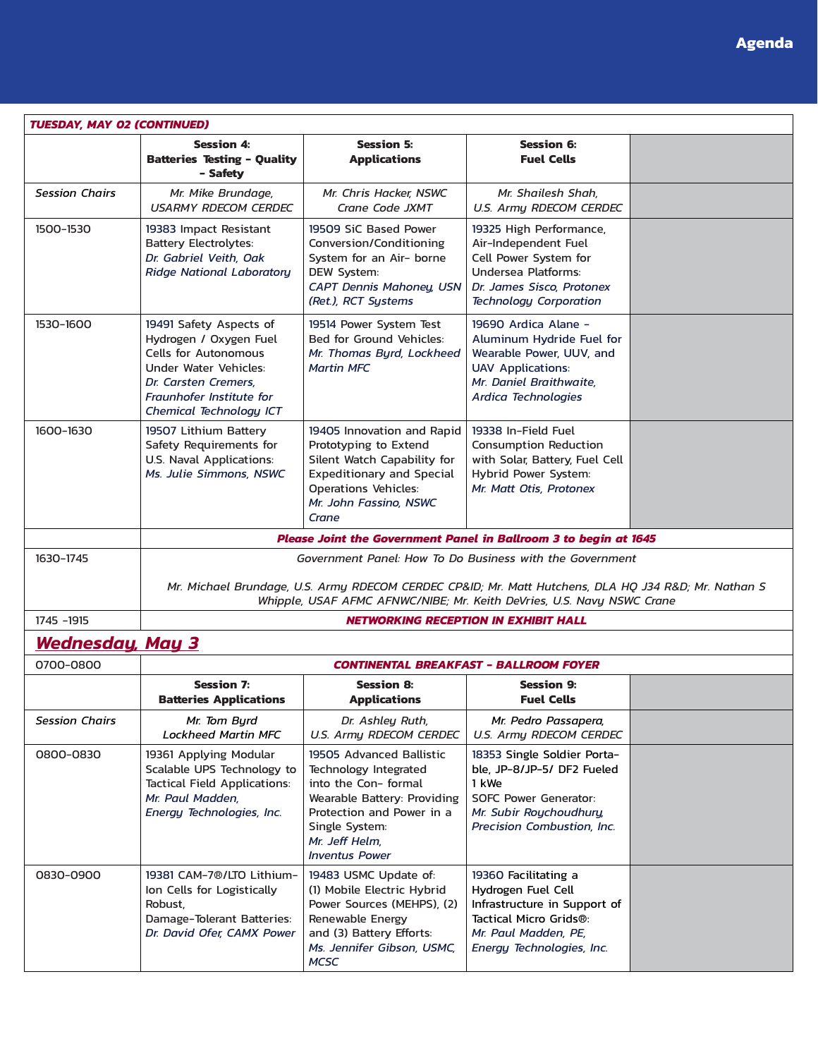| *TUESDAY, MAY 02 (CONTINUED)* | | | | |
|---|---|---|---|---|
| | **Session 4: Batteries Testing – Quality – Safety** | **Session 5: Applications** | **Session 6: Fuel Cells** | |
| *Session Chairs* | *Mr. Mike Brundage, USARMY RDECOM CERDEC* | *Mr. Chris Hacker, NSWC Crane Code JXMT* | *Mr. Shailesh Shah, U.S. Army RDECOM CERDEC* | |
| 1500-1530 | 19383 Impact Resistant Battery Electrolytes: *Dr. Gabriel Veith, Oak Ridge National Laboratory* | 19509 SiC Based Power Conversion/Conditioning System for an Air- borne DEW System: *CAPT Dennis Mahoney, USN (Ret.), RCT Systems* | 19325 High Performance, Air-Independent Fuel Cell Power System for Undersea Platforms: *Dr. James Sisco, Protonex Technology Corporation* | |
| 1530-1600 | 19491 Safety Aspects of Hydrogen / Oxygen Fuel Cells for Autonomous Under Water Vehicles: *Dr. Carsten Cremers, Fraunhofer Institute for Chemical Technology ICT* | 19514 Power System Test Bed for Ground Vehicles: *Mr. Thomas Byrd, Lockheed Martin MFC* | 19690 Ardica Alane – Aluminum Hydride Fuel for Wearable Power, UUV, and UAV Applications: *Mr. Daniel Braithwaite, Ardica Technologies* | |
| 1600-1630 | 19507 Lithium Battery Safety Requirements for U.S. Naval Applications: *Ms. Julie Simmons, NSWC* | 19405 Innovation and Rapid Prototyping to Extend Silent Watch Capability for Expeditionary and Special Operations Vehicles: *Mr. John Fassino, NSWC Crane* | 19338 In-Field Fuel Consumption Reduction with Solar, Battery, Fuel Cell Hybrid Power System: *Mr. Matt Otis, Protonex* | |
| | ***Please Joint the Government Panel in Ballroom 3 to begin at 1645*** | | | |
| 1630-1745 | *Government Panel: How To Do Business with the Government* <br><br> *Mr. Michael Brundage, U.S. Army RDECOM CERDEC CP&ID; Mr. Matt Hutchens, DLA HQ J34 R&D; Mr. Nathan S Whipple, USAF AFMC AFNWC/NIBE; Mr. Keith DeVries, U.S. Navy NSWC Crane* | | | |
| 1745 -1915 | ***NETWORKING RECEPTION IN EXHIBIT HALL*** | | | |
| ***Wednesday, May 3*** | | | | |
| 0700-0800 | ***CONTINENTAL BREAKFAST – BALLROOM FOYER*** | | | |
| | **Session 7: Batteries Applications** | **Session 8: Applications** | **Session 9: Fuel Cells** | |
| *Session Chairs* | *Mr. Tom Byrd Lockheed Martin MFC* | *Dr. Ashley Ruth, U.S. Army RDECOM CERDEC* | *Mr. Pedro Passapera, U.S. Army RDECOM CERDEC* | |
| 0800-0830 | 19361 Applying Modular Scalable UPS Technology to Tactical Field Applications: *Mr. Paul Madden, Energy Technologies, Inc.* | 19505 Advanced Ballistic Technology Integrated into the Con- formal Wearable Battery: Providing Protection and Power in a Single System: *Mr. Jeff Helm, Inventus Power* | 18353 Single Soldier Porta- ble, JP-8/JP-5/ DF2 Fueled 1 kWe SOFC Power Generator: *Mr. Subir Roychoudhury, Precision Combustion, Inc.* | |
| 0830-0900 | 19381 CAM-7®/LTO Lithium-Ion Cells for Logistically Robust, Damage-Tolerant Batteries: *Dr. David Ofer, CAMX Power* | 19483 USMC Update of: (1) Mobile Electric Hybrid Power Sources (MEHPS), (2) Renewable Energy and (3) Battery Efforts: *Ms. Jennifer Gibson, USMC, MCSC* | 19360 Facilitating a Hydrogen Fuel Cell Infrastructure in Support of Tactical Micro Grids®: *Mr. Paul Madden, PE, Energy Technologies, Inc.* | |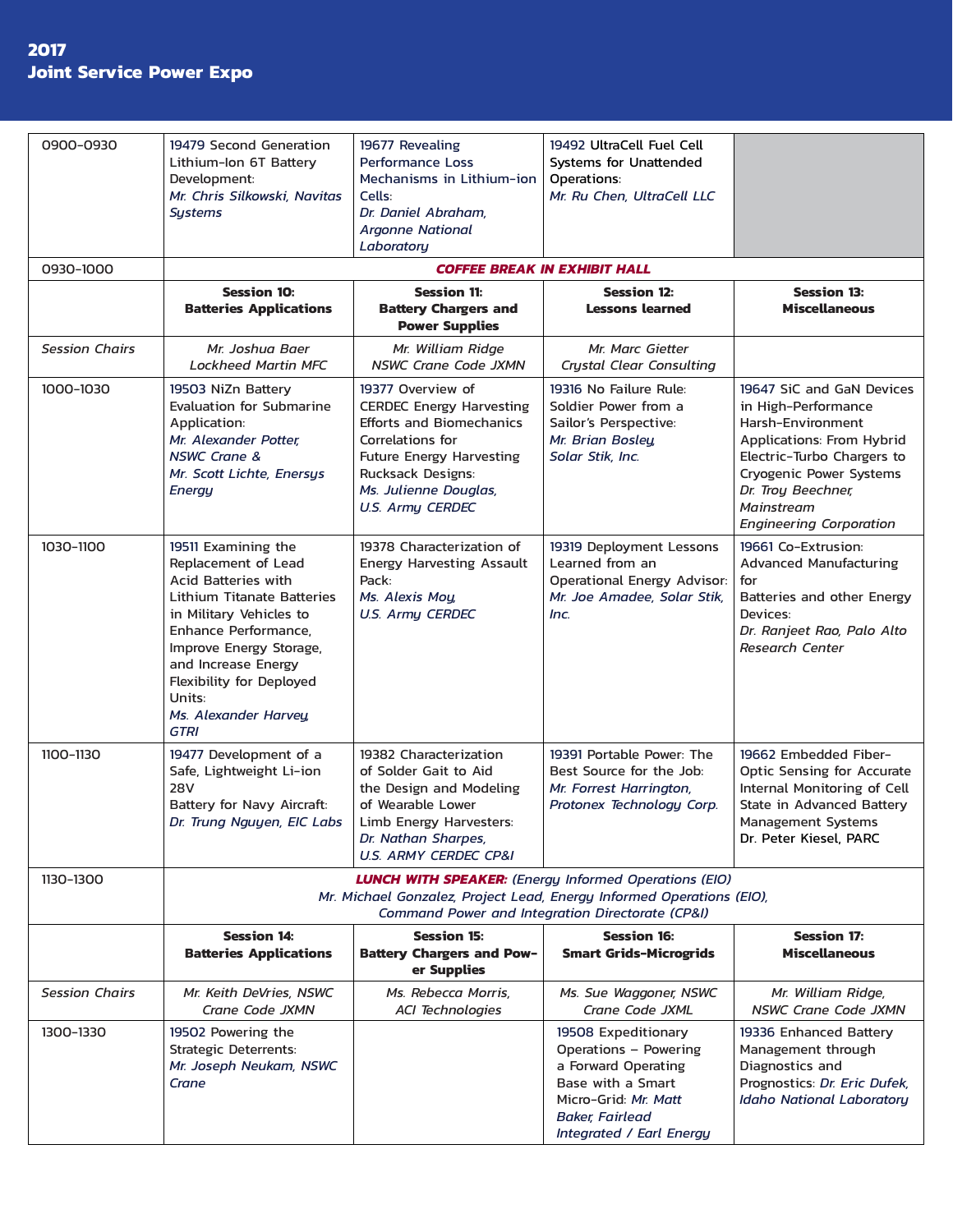# 2017 Joint Service Power Expo

| | | | | |
|---|---|---|---|---|
| 0900-0930 | 19479 Second Generation Lithium-Ion 6T Battery Development: *Mr. Chris Silkowski, Navitas Systems* | 19677 Revealing Performance Loss Mechanisms in Lithium-ion Cells: *Dr. Daniel Abraham, Argonne National Laboratory* | 19492 UltraCell Fuel Cell Systems for Unattended Operations: *Mr. Ru Chen, UltraCell LLC* | |
| 0930-1000 | ***COFFEE BREAK IN EXHIBIT HALL*** | | | |
| | **Session 10: Batteries Applications** | **Session 11: Battery Chargers and Power Supplies** | **Session 12: Lessons learned** | **Session 13: Miscellaneous** |
| *Session Chairs* | *Mr. Joshua Baer Lockheed Martin MFC* | *Mr. William Ridge NSWC Crane Code JXMN* | *Mr. Marc Gietter Crystal Clear Consulting* | |
| 1000-1030 | 19503 NiZn Battery Evaluation for Submarine Application: *Mr. Alexander Potter, NSWC Crane & Mr. Scott Lichte, Enersys Energy* | 19377 Overview of CERDEC Energy Harvesting Efforts and Biomechanics Correlations for Future Energy Harvesting Rucksack Designs: *Ms. Julienne Douglas, U.S. Army CERDEC* | 19316 No Failure Rule: Soldier Power from a Sailor's Perspective: *Mr. Brian Bosley, Solar Stik, Inc.* | 19647 SiC and GaN Devices in High-Performance Harsh-Environment Applications: From Hybrid Electric-Turbo Chargers to Cryogenic Power Systems *Dr. Troy Beechner, Mainstream Engineering Corporation* |
| 1030-1100 | 19511 Examining the Replacement of Lead Acid Batteries with Lithium Titanate Batteries in Military Vehicles to Enhance Performance, Improve Energy Storage, and Increase Energy Flexibility for Deployed Units: *Ms. Alexander Harvey, GTRI* | 19378 Characterization of Energy Harvesting Assault Pack: *Ms. Alexis Moy, U.S. Army CERDEC* | 19319 Deployment Lessons Learned from an Operational Energy Advisor: *Mr. Joe Amadee, Solar Stik, Inc.* | 19661 Co-Extrusion: Advanced Manufacturing for Batteries and other Energy Devices: *Dr. Ranjeet Rao, Palo Alto Research Center* |
| 1100-1130 | 19477 Development of a Safe, Lightweight Li-ion 28V Battery for Navy Aircraft: *Dr. Trung Nguyen, EIC Labs* | 19382 Characterization of Soldier Gait to Aid the Design and Modeling of Wearable Lower Limb Energy Harvesters: *Dr. Nathan Sharpes, U.S. ARMY CERDEC CP&I* | 19391 Portable Power: The Best Source for the Job: *Mr. Forrest Harrington, Protonex Technology Corp.* | 19662 Embedded Fiber-Optic Sensing for Accurate Internal Monitoring of Cell State in Advanced Battery Management Systems Dr. Peter Kiesel, PARC |
| 1130-1300 | ***LUNCH WITH SPEAKER:*** *(Energy Informed Operations (EIO) Mr. Michael Gonzalez, Project Lead, Energy Informed Operations (EIO), Command Power and Integration Directorate (CP&I)* | | | |
| | **Session 14: Batteries Applications** | **Session 15: Battery Chargers and Power Supplies** | **Session 16: Smart Grids-Microgrids** | **Session 17: Miscellaneous** |
| *Session Chairs* | *Mr. Keith DeVries, NSWC Crane Code JXMN* | *Ms. Rebecca Morris, ACI Technologies* | *Ms. Sue Waggoner, NSWC Crane Code JXML* | *Mr. William Ridge, NSWC Crane Code JXMN* |
| 1300-1330 | 19502 Powering the Strategic Deterrents: *Mr. Joseph Neukam, NSWC Crane* | | 19508 Expeditionary Operations – Powering a Forward Operating Base with a Smart Micro-Grid: *Mr. Matt Baker, Fairlead Integrated / Earl Energy* | 19336 Enhanced Battery Management through Diagnostics and Prognostics: *Dr. Eric Dufek, Idaho National Laboratory* |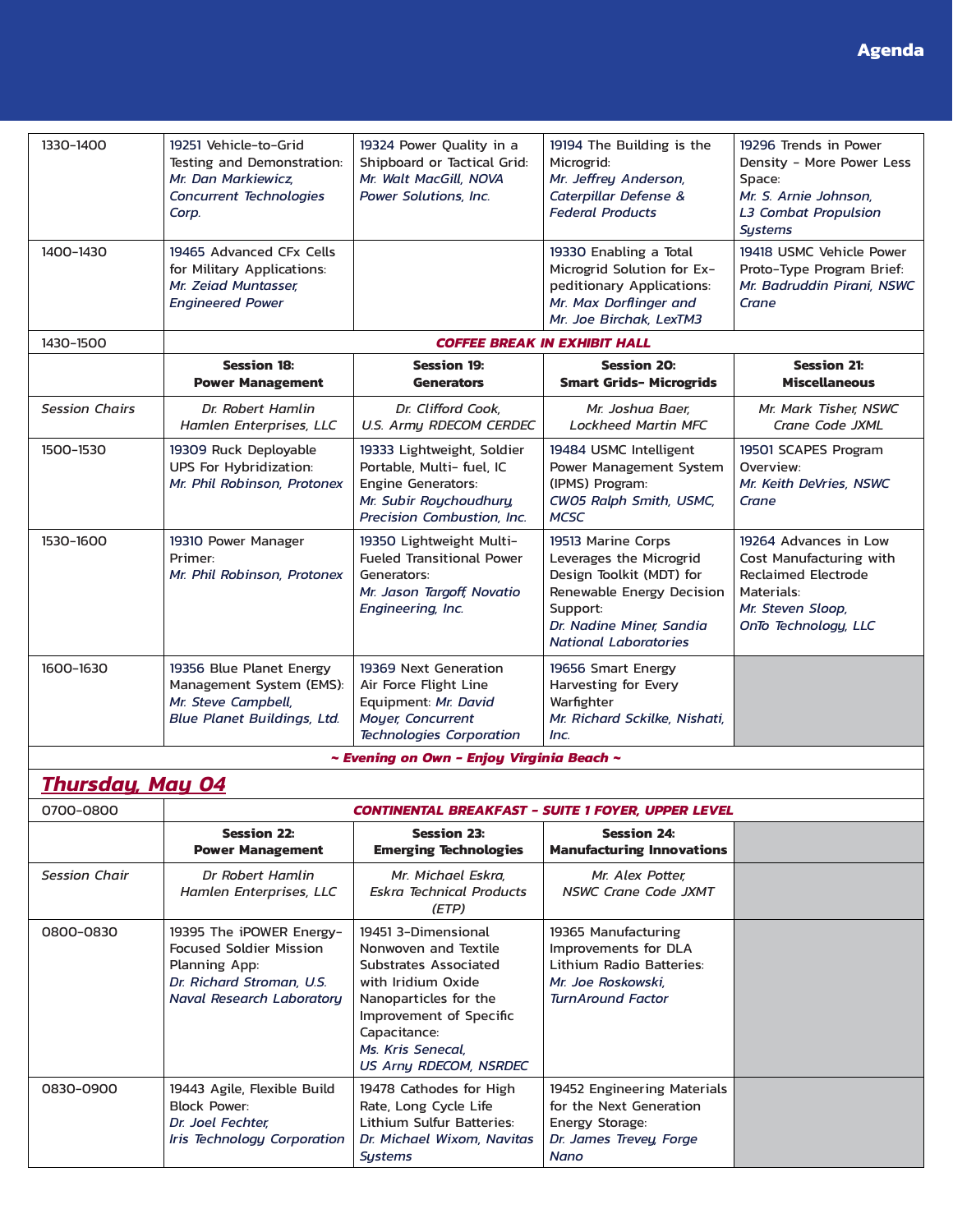| | | | | |
|---|---|---|---|---|
| 1330-1400 | 19251 Vehicle-to-Grid Testing and Demonstration: *Mr. Dan Markiewicz, Concurrent Technologies Corp.* | 19324 Power Quality in a Shipboard or Tactical Grid: *Mr. Walt MacGill, NOVA Power Solutions, Inc.* | 19194 The Building is the Microgrid: *Mr. Jeffrey Anderson, Caterpillar Defense & Federal Products* | 19296 Trends in Power Density - More Power Less Space: *Mr. S. Arnie Johnson, L3 Combat Propulsion Systems* |
| 1400-1430 | 19465 Advanced CFx Cells for Military Applications: *Mr. Zeiad Muntasser, Engineered Power* | | 19330 Enabling a Total Microgrid Solution for Expeditionary Applications: *Mr. Max Dorflinger and Mr. Joe Birchak, LexTM3* | 19418 USMC Vehicle Power Proto-Type Program Brief: *Mr. Badruddin Pirani, NSWC Crane* |
| 1430-1500 | ***COFFEE BREAK IN EXHIBIT HALL*** | | | |
| | **Session 18: Power Management** | **Session 19: Generators** | **Session 20: Smart Grids- Microgrids** | **Session 21: Miscellaneous** |
| *Session Chairs* | *Dr. Robert Hamlin Hamlen Enterprises, LLC* | *Dr. Clifford Cook, U.S. Army RDECOM CERDEC* | *Mr. Joshua Baer, Lockheed Martin MFC* | *Mr. Mark Tisher, NSWC Crane Code JXML* |
| 1500-1530 | 19309 Ruck Deployable UPS For Hybridization: *Mr. Phil Robinson, Protonex* | 19333 Lightweight, Soldier Portable, Multi- fuel, IC Engine Generators: *Mr. Subir Roychoudhury, Precision Combustion, Inc.* | 19484 USMC Intelligent Power Management System (IPMS) Program: *CWO5 Ralph Smith, USMC, MCSC* | 19501 SCAPES Program Overview: *Mr. Keith DeVries, NSWC Crane* |
| 1530-1600 | 19310 Power Manager Primer: *Mr. Phil Robinson, Protonex* | 19350 Lightweight Multi-Fueled Transitional Power Generators: *Mr. Jason Targoff, Novatio Engineering, Inc.* | 19513 Marine Corps Leverages the Microgrid Design Toolkit (MDT) for Renewable Energy Decision Support: *Dr. Nadine Miner, Sandia National Laboratories* | 19264 Advances in Low Cost Manufacturing with Reclaimed Electrode Materials: *Mr. Steven Sloop, OnTo Technology, LLC* |
| 1600-1630 | 19356 Blue Planet Energy Management System (EMS): *Mr. Steve Campbell, Blue Planet Buildings, Ltd.* | 19369 Next Generation Air Force Flight Line Equipment: *Mr. David Moyer, Concurrent Technologies Corporation* | 19656 Smart Energy Harvesting for Every Warfighter *Mr. Richard Sckilke, Nishati, Inc.* | |
| ***~ Evening on Own - Enjoy Virginia Beach ~*** | | | | |
| ***Thursday, May 04*** | | | | |
| 0700-0800 | ***CONTINENTAL BREAKFAST - SUITE 1 FOYER, UPPER LEVEL*** | | | |
| | **Session 22: Power Management** | **Session 23: Emerging Technologies** | **Session 24: Manufacturing Innovations** | |
| *Session Chair* | *Dr Robert Hamlin Hamlen Enterprises, LLC* | *Mr. Michael Eskra, Eskra Technical Products (ETP)* | *Mr. Alex Potter, NSWC Crane Code JXMT* | |
| 0800-0830 | 19395 The iPOWER Energy-Focused Soldier Mission Planning App: *Dr. Richard Stroman, U.S. Naval Research Laboratory* | 19451 3-Dimensional Nonwoven and Textile Substrates Associated with Iridium Oxide Nanoparticles for the Improvement of Specific Capacitance: *Ms. Kris Senecal, US Arny RDECOM, NSRDEC* | 19365 Manufacturing Improvements for DLA Lithium Radio Batteries: *Mr. Joe Roskowski, TurnAround Factor* | |
| 0830-0900 | 19443 Agile, Flexible Build Block Power: *Dr. Joel Fechter, Iris Technology Corporation* | 19478 Cathodes for High Rate, Long Cycle Life Lithium Sulfur Batteries: *Dr. Michael Wixom, Navitas Systems* | 19452 Engineering Materials for the Next Generation Energy Storage: *Dr. James Trevey, Forge Nano* | |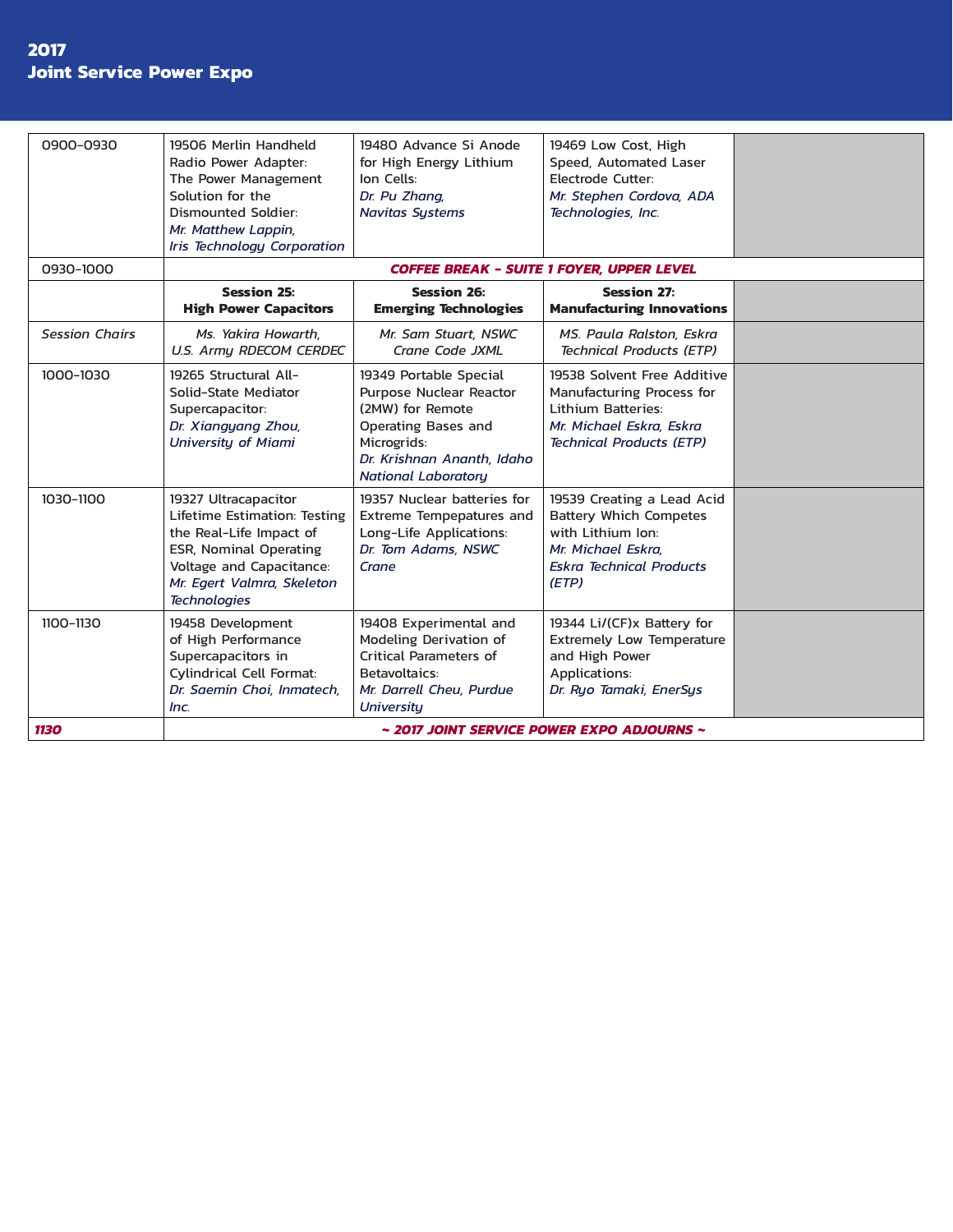| | | | | |
|---|---|---|---|---|
| 0900-0930 | 19506 Merlin Handheld Radio Power Adapter: The Power Management Solution for the Dismounted Soldier: *Mr. Matthew Lappin, Iris Technology Corporation* | 19480 Advance Si Anode for High Energy Lithium Ion Cells: *Dr. Pu Zhang, Navitas Systems* | 19469 Low Cost, High Speed, Automated Laser Electrode Cutter: *Mr. Stephen Cordova, ADA Technologies, Inc.* | |
| 0930-1000 | ***COFFEE BREAK - SUITE 1 FOYER, UPPER LEVEL*** | | | |
| | **Session 25: High Power Capacitors** | **Session 26: Emerging Technologies** | **Session 27: Manufacturing Innovations** | |
| *Session Chairs* | *Ms. Yakira Howarth, U.S. Army RDECOM CERDEC* | *Mr. Sam Stuart, NSWC Crane Code JXML* | *MS. Paula Ralston, Eskra Technical Products (ETP)* | |
| 1000-1030 | 19265 Structural All-Solid-State Mediator Supercapacitor: *Dr. Xiangyang Zhou, University of Miami* | 19349 Portable Special Purpose Nuclear Reactor (2MW) for Remote Operating Bases and Microgrids: *Dr. Krishnan Ananth, Idaho National Laboratory* | 19538 Solvent Free Additive Manufacturing Process for Lithium Batteries: *Mr. Michael Eskra, Eskra Technical Products (ETP)* | |
| 1030-1100 | 19327 Ultracapacitor Lifetime Estimation: Testing the Real-Life Impact of ESR, Nominal Operating Voltage and Capacitance: *Mr. Egert Valmra, Skeleton Technologies* | 19357 Nuclear batteries for Extreme Tempepatures and Long-Life Applications: *Dr. Tom Adams, NSWC Crane* | 19539 Creating a Lead Acid Battery Which Competes with Lithium Ion: *Mr. Michael Eskra, Eskra Technical Products (ETP)* | |
| 1100-1130 | 19458 Development of High Performance Supercapacitors in Cylindrical Cell Format: *Dr. Saemin Choi, Inmatech, Inc.* | 19408 Experimental and Modeling Derivation of Critical Parameters of Betavoltaics: *Mr. Darrell Cheu, Purdue University* | 19344 Li/(CF)x Battery for Extremely Low Temperature and High Power Applications: *Dr. Ryo Tamaki, EnerSys* | |
| ***1130*** | ***~ 2017 JOINT SERVICE POWER EXPO ADJOURNS ~*** | | | |